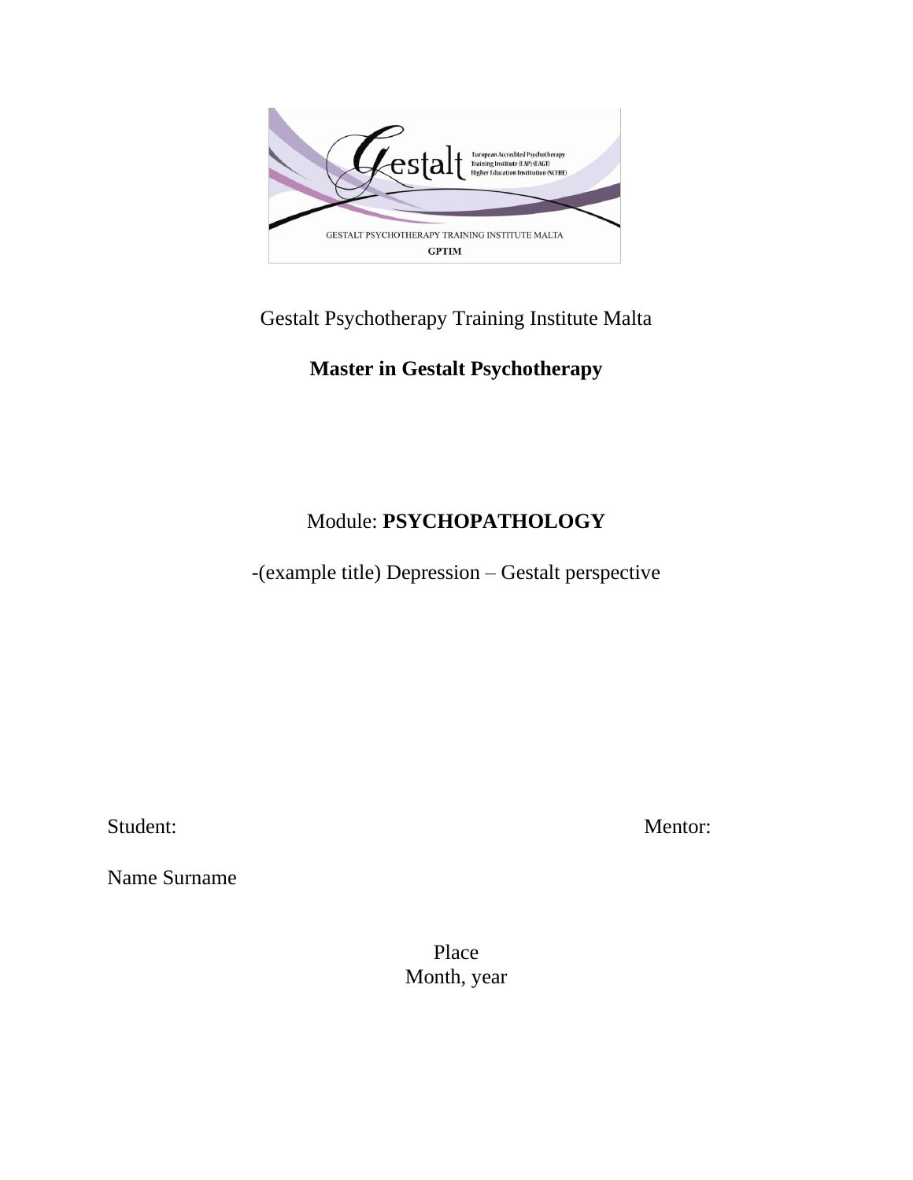Gestalt Psychotherapy Training Institute Malta

**Master in Gestalt Psychotherapy**

Module: **PSYCHOPATHOLOGY**

-(example title) Depression – Gestalt perspective

Student: Mentor:

Name Surname

Place

Month, year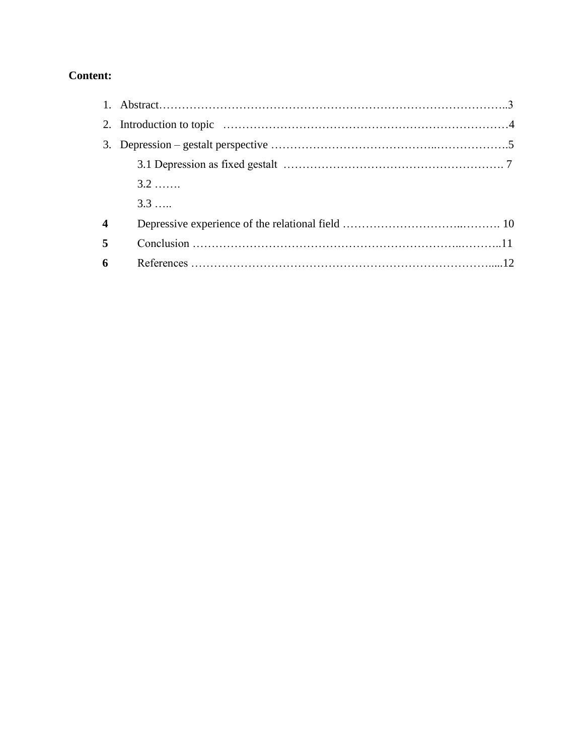**Content:**

1. Abstract…………………………………………………………………………………..3
2. Introduction to topic ……………………………………………………………………4
3. Depression – gestalt perspective …………………………………..……………….5
   - 3.1 Depression as fixed gestalt …………………………………………………. 7
   - 3.2 …….
   - 3.3 …..

**4** Depressive experience of the relational field …………………………..………. 10

**5** Conclusion ……………………………………………………………..………..11

**6** References ……………………………………………………………………......12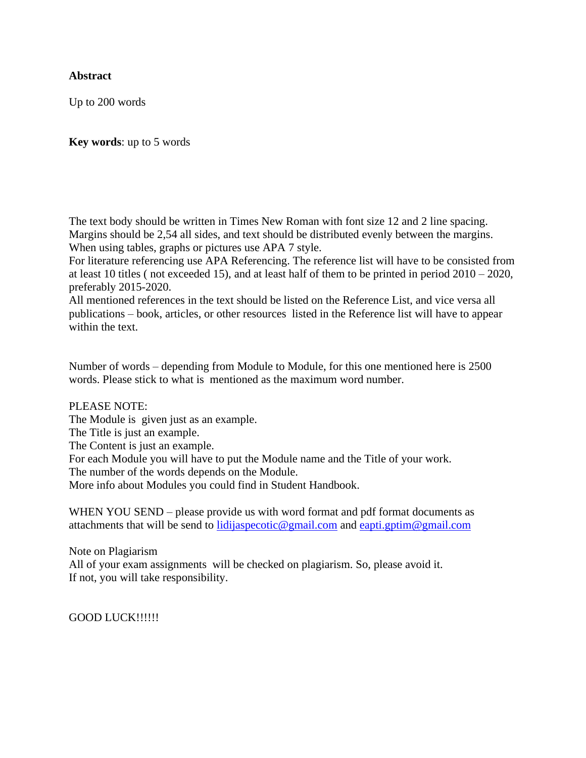**Abstract**

Up to 200 words

**Key words**: up to 5 words

The text body should be written in Times New Roman with font size 12 and 2 line spacing. Margins should be 2,54 all sides, and text should be distributed evenly between the margins. When using tables, graphs or pictures use APA 7 style.
For literature referencing use APA Referencing. The reference list will have to be consisted from at least 10 titles ( not exceeded 15), and at least half of them to be printed in period 2010 – 2020, preferably 2015-2020.
All mentioned references in the text should be listed on the Reference List, and vice versa all publications – book, articles, or other resources listed in the Reference list will have to appear within the text.

Number of words – depending from Module to Module, for this one mentioned here is 2500 words. Please stick to what is mentioned as the maximum word number.

PLEASE NOTE:
The Module is given just as an example.
The Title is just an example.
The Content is just an example.
For each Module you will have to put the Module name and the Title of your work.
The number of the words depends on the Module.
More info about Modules you could find in Student Handbook.

WHEN YOU SEND – please provide us with word format and pdf format documents as attachments that will be send to lidijaspecotic@gmail.com and eapti.gptim@gmail.com

Note on Plagiarism
All of your exam assignments will be checked on plagiarism. So, please avoid it.
If not, you will take responsibility.

GOOD LUCK!!!!!!